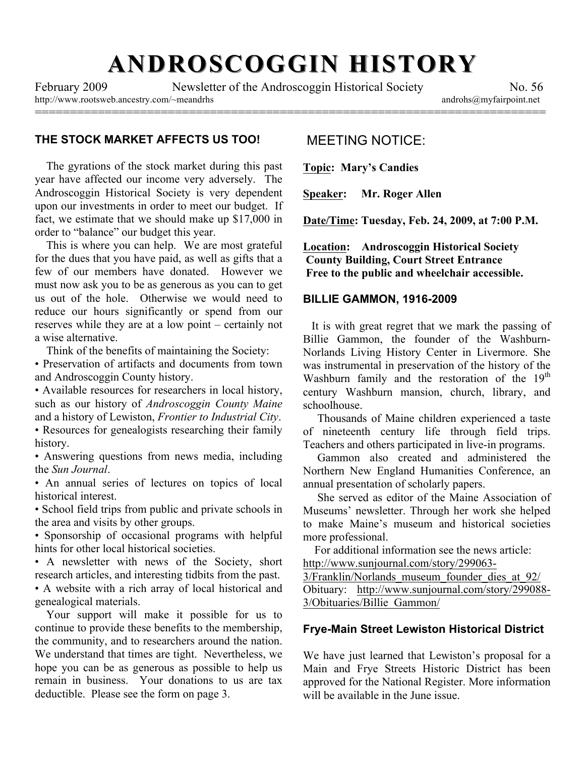# ANDROSCOGGIN HISTORY

February 2009 Newsletter of the Androscoggin Historical Society No. 56

http://www.rootsweb.ancestry.com/~meandrhs androhs@myfairpoint.net

## THE STOCK MARKET AFFECTS US TOO!

The gyrations of the stock market during this past year have affected our income very adversely. The Androscoggin Historical Society is very dependent upon our investments in order to meet our budget. If fact, we estimate that we should make up $17,000 in order to "balance" our budget this year.

This is where you can help. We are most grateful for the dues that you have paid, as well as gifts that a few of our members have donated. However we must now ask you to be as generous as you can to get us out of the hole. Otherwise we would need to reduce our hours significantly or spend from our reserves while they are at a low point – certainly not a wise alternative.

Think of the benefits of maintaining the Society:

- Preservation of artifacts and documents from town and Androscoggin County history.
- Available resources for researchers in local history, such as our history of *Androscoggin County Maine* and a history of Lewiston, *Frontier to Industrial City*.
- Resources for genealogists researching their family history.
- Answering questions from news media, including the *Sun Journal*.
- An annual series of lectures on topics of local historical interest.
- School field trips from public and private schools in the area and visits by other groups.
- Sponsorship of occasional programs with helpful hints for other local historical societies.
- A newsletter with news of the Society, short research articles, and interesting tidbits from the past.
- A website with a rich array of local historical and genealogical materials.

Your support will make it possible for us to continue to provide these benefits to the membership, the community, and to researchers around the nation. We understand that times are tight. Nevertheless, we hope you can be as generous as possible to help us remain in business. Your donations to us are tax deductible. Please see the form on page 3.

## MEETING NOTICE:

**Topic: Mary's Candies**

**Speaker: Mr. Roger Allen**

**Date/Time: Tuesday, Feb. 24, 2009, at 7:00 P.M.**

**Location: Androscoggin Historical Society County Building, Court Street Entrance Free to the public and wheelchair accessible.**

## BILLIE GAMMON, 1916-2009

It is with great regret that we mark the passing of Billie Gammon, the founder of the Washburn-Norlands Living History Center in Livermore. She was instrumental in preservation of the history of the Washburn family and the restoration of the 19th century Washburn mansion, church, library, and schoolhouse.

Thousands of Maine children experienced a taste of nineteenth century life through field trips. Teachers and others participated in live-in programs.

Gammon also created and administered the Northern New England Humanities Conference, an annual presentation of scholarly papers.

She served as editor of the Maine Association of Museums' newsletter. Through her work she helped to make Maine's museum and historical societies more professional.

For additional information see the news article: http://www.sunjournal.com/story/299063-3/Franklin/Norlands_museum_founder_dies_at_92/

Obituary: http://www.sunjournal.com/story/299088-3/Obituaries/Billie_Gammon/

## Frye-Main Street Lewiston Historical District

We have just learned that Lewiston's proposal for a Main and Frye Streets Historic District has been approved for the National Register. More information will be available in the June issue.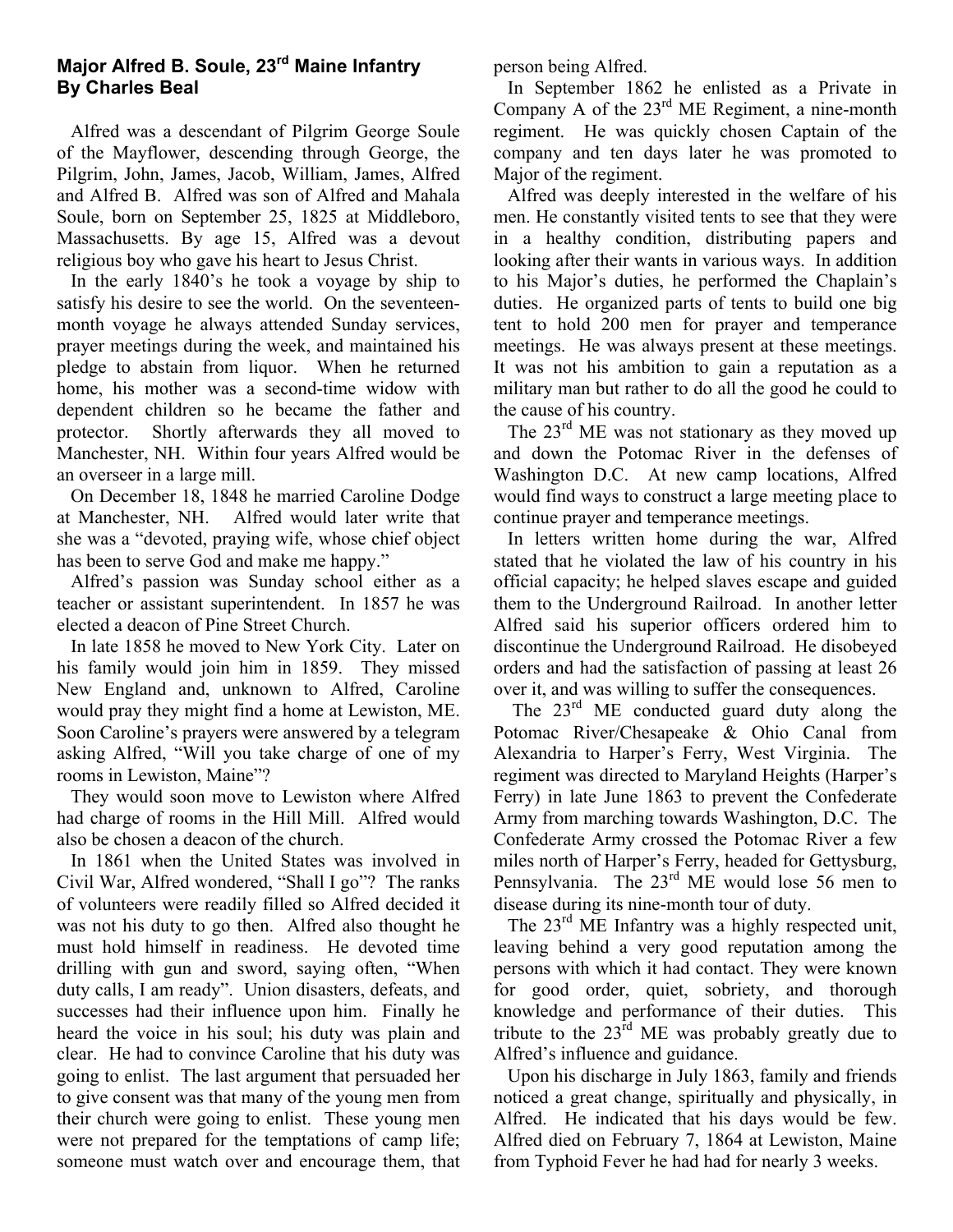## Major Alfred B. Soule, 23rd Maine Infantry
## By Charles Beal

Alfred was a descendant of Pilgrim George Soule of the Mayflower, descending through George, the Pilgrim, John, James, Jacob, William, James, Alfred and Alfred B. Alfred was son of Alfred and Mahala Soule, born on September 25, 1825 at Middleboro, Massachusetts. By age 15, Alfred was a devout religious boy who gave his heart to Jesus Christ.

In the early 1840's he took a voyage by ship to satisfy his desire to see the world. On the seventeen-month voyage he always attended Sunday services, prayer meetings during the week, and maintained his pledge to abstain from liquor. When he returned home, his mother was a second-time widow with dependent children so he became the father and protector. Shortly afterwards they all moved to Manchester, NH. Within four years Alfred would be an overseer in a large mill.

On December 18, 1848 he married Caroline Dodge at Manchester, NH. Alfred would later write that she was a "devoted, praying wife, whose chief object has been to serve God and make me happy."

Alfred's passion was Sunday school either as a teacher or assistant superintendent. In 1857 he was elected a deacon of Pine Street Church.

In late 1858 he moved to New York City. Later on his family would join him in 1859. They missed New England and, unknown to Alfred, Caroline would pray they might find a home at Lewiston, ME. Soon Caroline's prayers were answered by a telegram asking Alfred, "Will you take charge of one of my rooms in Lewiston, Maine"?

They would soon move to Lewiston where Alfred had charge of rooms in the Hill Mill. Alfred would also be chosen a deacon of the church.

In 1861 when the United States was involved in Civil War, Alfred wondered, "Shall I go"? The ranks of volunteers were readily filled so Alfred decided it was not his duty to go then. Alfred also thought he must hold himself in readiness. He devoted time drilling with gun and sword, saying often, "When duty calls, I am ready". Union disasters, defeats, and successes had their influence upon him. Finally he heard the voice in his soul; his duty was plain and clear. He had to convince Caroline that his duty was going to enlist. The last argument that persuaded her to give consent was that many of the young men from their church were going to enlist. These young men were not prepared for the temptations of camp life; someone must watch over and encourage them, that person being Alfred.

In September 1862 he enlisted as a Private in Company A of the 23rd ME Regiment, a nine-month regiment. He was quickly chosen Captain of the company and ten days later he was promoted to Major of the regiment.

Alfred was deeply interested in the welfare of his men. He constantly visited tents to see that they were in a healthy condition, distributing papers and looking after their wants in various ways. In addition to his Major's duties, he performed the Chaplain's duties. He organized parts of tents to build one big tent to hold 200 men for prayer and temperance meetings. He was always present at these meetings. It was not his ambition to gain a reputation as a military man but rather to do all the good he could to the cause of his country.

The 23rd ME was not stationary as they moved up and down the Potomac River in the defenses of Washington D.C. At new camp locations, Alfred would find ways to construct a large meeting place to continue prayer and temperance meetings.

In letters written home during the war, Alfred stated that he violated the law of his country in his official capacity; he helped slaves escape and guided them to the Underground Railroad. In another letter Alfred said his superior officers ordered him to discontinue the Underground Railroad. He disobeyed orders and had the satisfaction of passing at least 26 over it, and was willing to suffer the consequences.

The 23rd ME conducted guard duty along the Potomac River/Chesapeake & Ohio Canal from Alexandria to Harper's Ferry, West Virginia. The regiment was directed to Maryland Heights (Harper's Ferry) in late June 1863 to prevent the Confederate Army from marching towards Washington, D.C. The Confederate Army crossed the Potomac River a few miles north of Harper's Ferry, headed for Gettysburg, Pennsylvania. The 23rd ME would lose 56 men to disease during its nine-month tour of duty.

The 23rd ME Infantry was a highly respected unit, leaving behind a very good reputation among the persons with which it had contact. They were known for good order, quiet, sobriety, and thorough knowledge and performance of their duties. This tribute to the 23rd ME was probably greatly due to Alfred's influence and guidance.

Upon his discharge in July 1863, family and friends noticed a great change, spiritually and physically, in Alfred. He indicated that his days would be few. Alfred died on February 7, 1864 at Lewiston, Maine from Typhoid Fever he had had for nearly 3 weeks.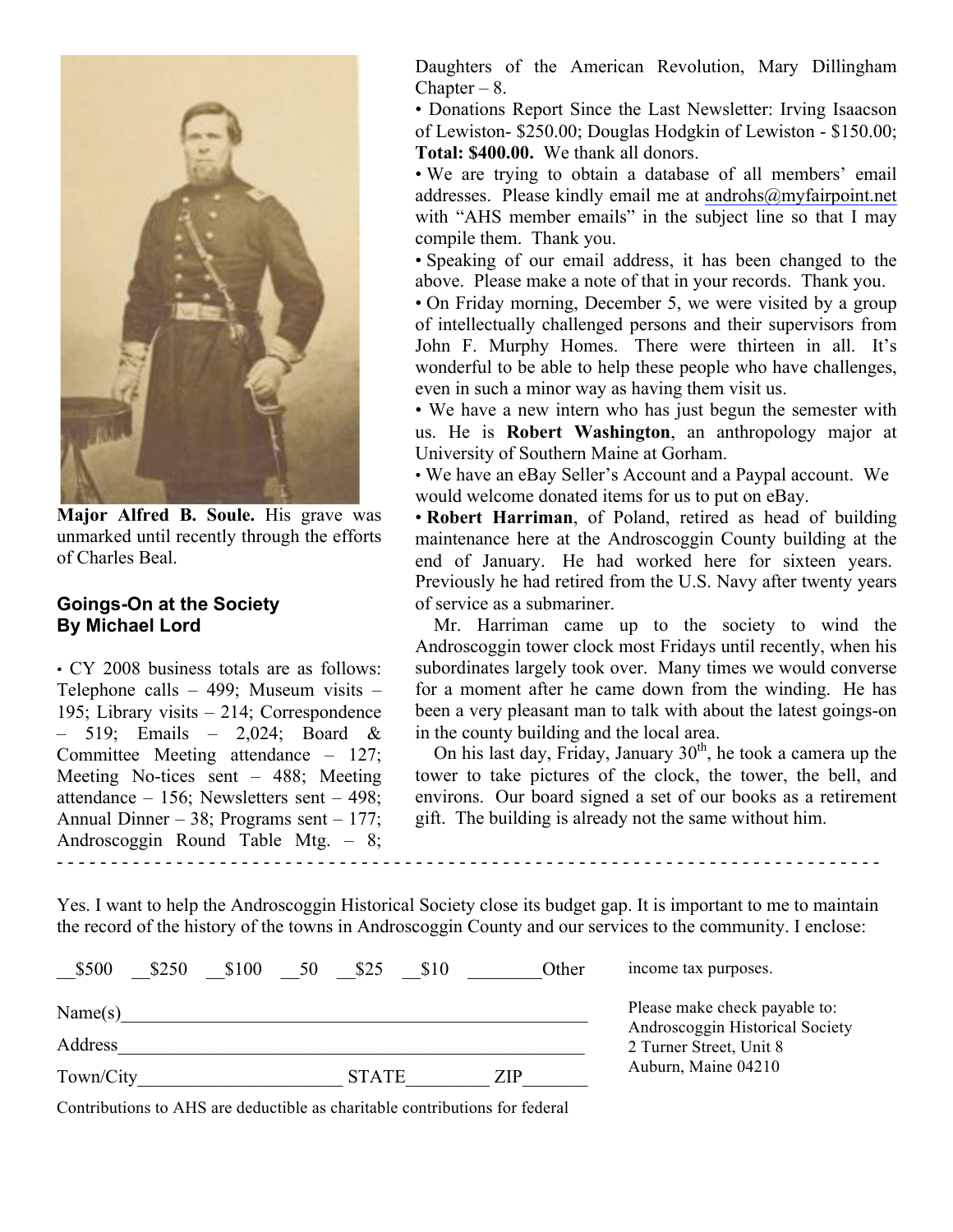**Major Alfred B. Soule.** His grave was unmarked until recently through the efforts of Charles Beal.

## Goings-On at the Society
## By Michael Lord

• CY 2008 business totals are as follows: Telephone calls – 499; Museum visits – 195; Library visits – 214; Correspondence – 519; Emails – 2,024; Board & Committee Meeting attendance – 127; Meeting No-tices sent – 488; Meeting attendance – 156; Newsletters sent – 498; Annual Dinner – 38; Programs sent – 177; Androscoggin Round Table Mtg. – 8; Daughters of the American Revolution, Mary Dillingham Chapter – 8.

• Donations Report Since the Last Newsletter: Irving Isaacson of Lewiston- $250.00; Douglas Hodgkin of Lewiston - $150.00; **Total: $400.00.** We thank all donors.

• We are trying to obtain a database of all members' email addresses. Please kindly email me at androhs@myfairpoint.net with "AHS member emails" in the subject line so that I may compile them. Thank you.

• Speaking of our email address, it has been changed to the above. Please make a note of that in your records. Thank you.

• On Friday morning, December 5, we were visited by a group of intellectually challenged persons and their supervisors from John F. Murphy Homes. There were thirteen in all. It's wonderful to be able to help these people who have challenges, even in such a minor way as having them visit us.

• We have a new intern who has just begun the semester with us. He is **Robert Washington**, an anthropology major at University of Southern Maine at Gorham.

• We have an eBay Seller's Account and a Paypal account. We would welcome donated items for us to put on eBay.

• **Robert Harriman**, of Poland, retired as head of building maintenance here at the Androscoggin County building at the end of January. He had worked here for sixteen years. Previously he had retired from the U.S. Navy after twenty years of service as a submariner.

Mr. Harriman came up to the society to wind the Androscoggin tower clock most Fridays until recently, when his subordinates largely took over. Many times we would converse for a moment after he came down from the winding. He has been a very pleasant man to talk with about the latest goings-on in the county building and the local area.

On his last day, Friday, January 30th, he took a camera up the tower to take pictures of the clock, the tower, the bell, and environs. Our board signed a set of our books as a retirement gift. The building is already not the same without him.

- - - - - - - - - - - - - - - - - - - - - - - - - - - - - - - - - - - - - - - - - - - - - - - - - - - - - - - - - - - - - - - -

Yes. I want to help the Androscoggin Historical Society close its budget gap. It is important to me to maintain the record of the history of the towns in Androscoggin County and our services to the community. I enclose:

__$500 __$250 __$100 __50 __$25 __$10 ________Other

Name(s)_______________________________________________

Address_______________________________________________

Town/City_____________________ STATE________ ZIP_______

Contributions to AHS are deductible as charitable contributions for federal income tax purposes.

Please make check payable to:
Androscoggin Historical Society
2 Turner Street, Unit 8
Auburn, Maine 04210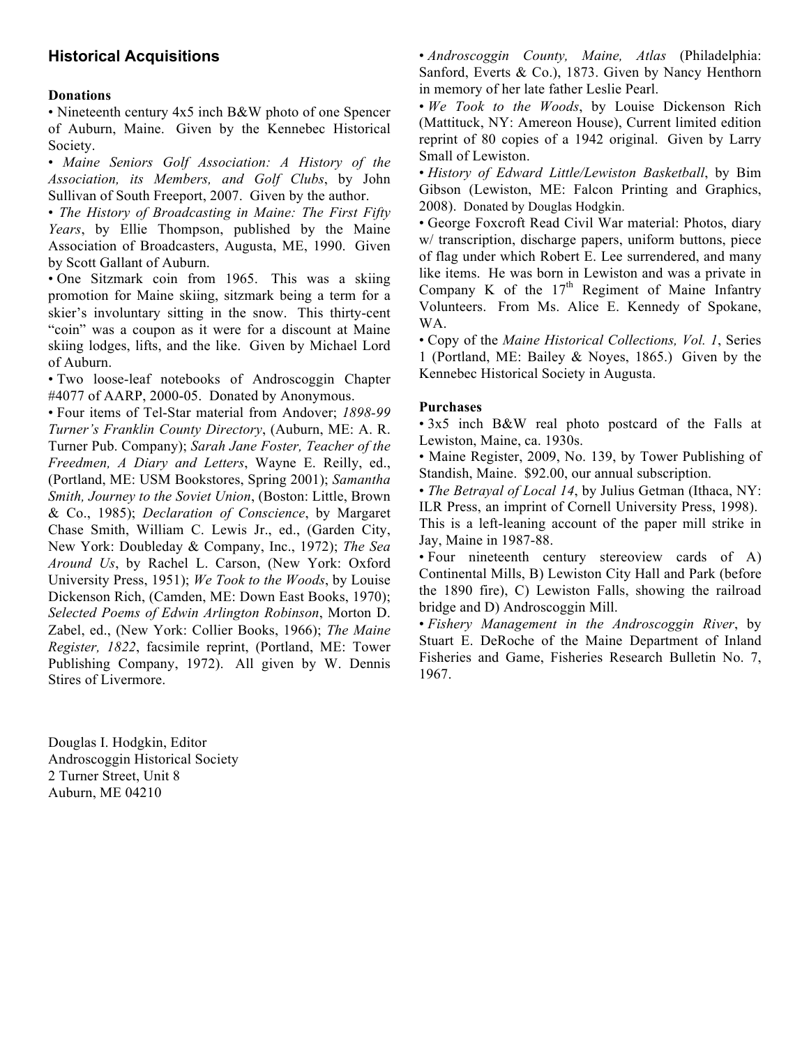## Historical Acquisitions

### Donations

- Nineteenth century 4x5 inch B&W photo of one Spencer of Auburn, Maine. Given by the Kennebec Historical Society.
- *Maine Seniors Golf Association: A History of the Association, its Members, and Golf Clubs*, by John Sullivan of South Freeport, 2007. Given by the author.
- *The History of Broadcasting in Maine: The First Fifty Years*, by Ellie Thompson, published by the Maine Association of Broadcasters, Augusta, ME, 1990. Given by Scott Gallant of Auburn.
- One Sitzmark coin from 1965. This was a skiing promotion for Maine skiing, sitzmark being a term for a skier's involuntary sitting in the snow. This thirty-cent "coin" was a coupon as it were for a discount at Maine skiing lodges, lifts, and the like. Given by Michael Lord of Auburn.
- Two loose-leaf notebooks of Androscoggin Chapter #4077 of AARP, 2000-05. Donated by Anonymous.
- Four items of Tel-Star material from Andover; *1898-99 Turner's Franklin County Directory*, (Auburn, ME: A. R. Turner Pub. Company); *Sarah Jane Foster, Teacher of the Freedmen, A Diary and Letters*, Wayne E. Reilly, ed., (Portland, ME: USM Bookstores, Spring 2001); *Samantha Smith, Journey to the Soviet Union*, (Boston: Little, Brown & Co., 1985); *Declaration of Conscience*, by Margaret Chase Smith, William C. Lewis Jr., ed., (Garden City, New York: Doubleday & Company, Inc., 1972); *The Sea Around Us*, by Rachel L. Carson, (New York: Oxford University Press, 1951); *We Took to the Woods*, by Louise Dickenson Rich, (Camden, ME: Down East Books, 1970); *Selected Poems of Edwin Arlington Robinson*, Morton D. Zabel, ed., (New York: Collier Books, 1966); *The Maine Register, 1822*, facsimile reprint, (Portland, ME: Tower Publishing Company, 1972). All given by W. Dennis Stires of Livermore.
- *Androscoggin County, Maine, Atlas* (Philadelphia: Sanford, Everts & Co.), 1873. Given by Nancy Henthorn in memory of her late father Leslie Pearl.
- *We Took to the Woods*, by Louise Dickenson Rich (Mattituck, NY: Amereon House), Current limited edition reprint of 80 copies of a 1942 original. Given by Larry Small of Lewiston.
- *History of Edward Little/Lewiston Basketball*, by Bim Gibson (Lewiston, ME: Falcon Printing and Graphics, 2008). Donated by Douglas Hodgkin.
- George Foxcroft Read Civil War material: Photos, diary w/ transcription, discharge papers, uniform buttons, piece of flag under which Robert E. Lee surrendered, and many like items. He was born in Lewiston and was a private in Company K of the 17th Regiment of Maine Infantry Volunteers. From Ms. Alice E. Kennedy of Spokane, WA.
- Copy of the *Maine Historical Collections, Vol. 1*, Series 1 (Portland, ME: Bailey & Noyes, 1865.) Given by the Kennebec Historical Society in Augusta.

### Purchases

- 3x5 inch B&W real photo postcard of the Falls at Lewiston, Maine, ca. 1930s.
- Maine Register, 2009, No. 139, by Tower Publishing of Standish, Maine. $92.00, our annual subscription.
- *The Betrayal of Local 14*, by Julius Getman (Ithaca, NY: ILR Press, an imprint of Cornell University Press, 1998). This is a left-leaning account of the paper mill strike in Jay, Maine in 1987-88.
- Four nineteenth century stereoview cards of A) Continental Mills, B) Lewiston City Hall and Park (before the 1890 fire), C) Lewiston Falls, showing the railroad bridge and D) Androscoggin Mill.
- *Fishery Management in the Androscoggin River*, by Stuart E. DeRoche of the Maine Department of Inland Fisheries and Game, Fisheries Research Bulletin No. 7, 1967.

Douglas I. Hodgkin, Editor
Androscoggin Historical Society
2 Turner Street, Unit 8
Auburn, ME 04210